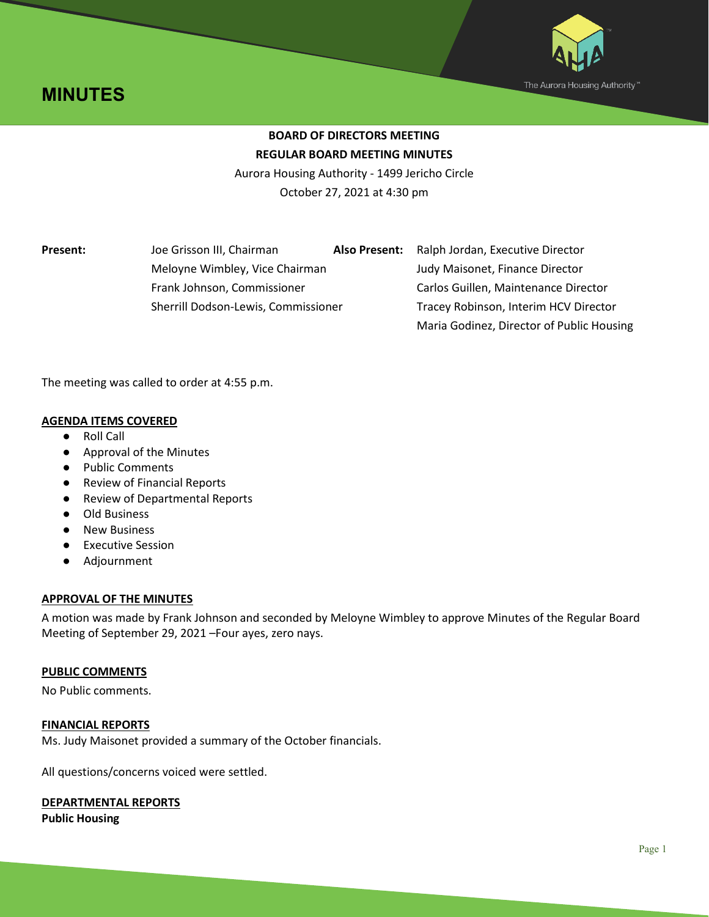# MINUTES

The Aurora Housing Authority™

**BOARD OF DIRECTORS MEETING**
**REGULAR BOARD MEETING MINUTES**
Aurora Housing Authority - 1499 Jericho Circle
October 27, 2021 at 4:30 pm

| **Present:** | | **Also Present:** | |
|---|---|---|---|
| | Joe Grisson III, Chairman | | Ralph Jordan, Executive Director |
| | Meloyne Wimbley, Vice Chairman | | Judy Maisonet, Finance Director |
| | Frank Johnson, Commissioner | | Carlos Guillen, Maintenance Director |
| | Sherrill Dodson-Lewis, Commissioner | | Tracey Robinson, Interim HCV Director |
| | | | Maria Godinez, Director of Public Housing |

The meeting was called to order at 4:55 p.m.

**AGENDA ITEMS COVERED**

- Roll Call
- Approval of the Minutes
- Public Comments
- Review of Financial Reports
- Review of Departmental Reports
- Old Business
- New Business
- Executive Session
- Adjournment

**APPROVAL OF THE MINUTES**

A motion was made by Frank Johnson and seconded by Meloyne Wimbley to approve Minutes of the Regular Board Meeting of September 29, 2021 –Four ayes, zero nays.

**PUBLIC COMMENTS**

No Public comments.

**FINANCIAL REPORTS**

Ms. Judy Maisonet provided a summary of the October financials.

All questions/concerns voiced were settled.

**DEPARTMENTAL REPORTS**

**Public Housing**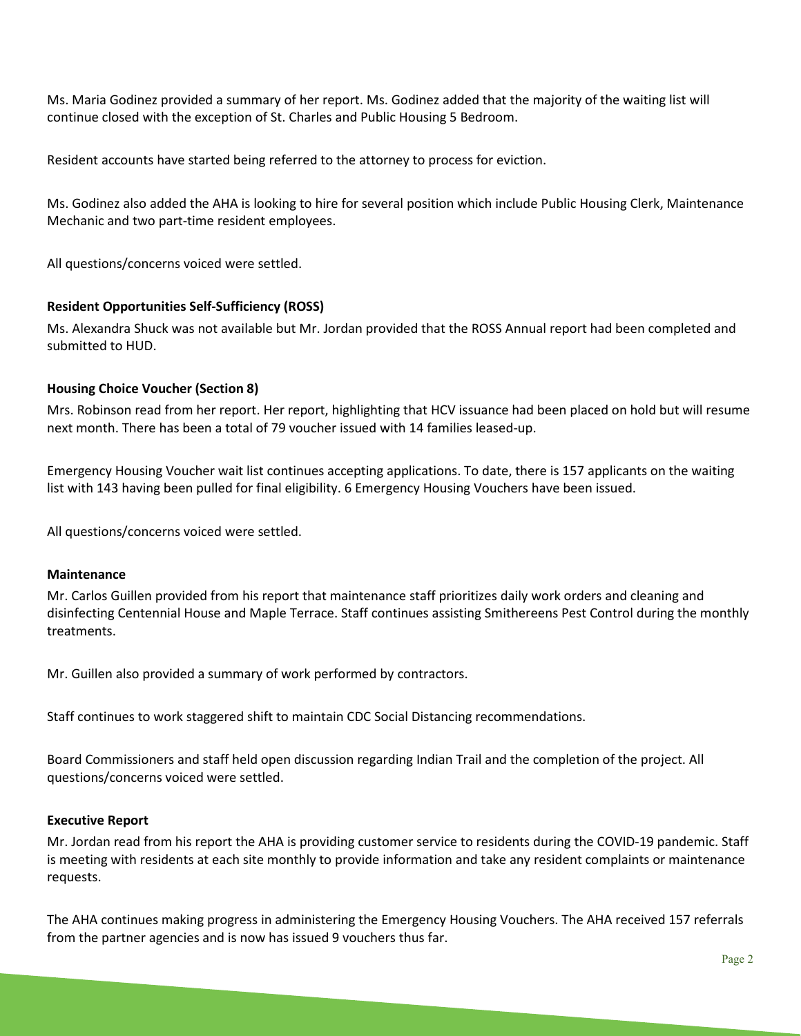Ms. Maria Godinez provided a summary of her report. Ms. Godinez added that the majority of the waiting list will continue closed with the exception of St. Charles and Public Housing 5 Bedroom.

Resident accounts have started being referred to the attorney to process for eviction.

Ms. Godinez also added the AHA is looking to hire for several position which include Public Housing Clerk, Maintenance Mechanic and two part-time resident employees.

All questions/concerns voiced were settled.

**Resident Opportunities Self-Sufficiency (ROSS)**

Ms. Alexandra Shuck was not available but Mr. Jordan provided that the ROSS Annual report had been completed and submitted to HUD.

**Housing Choice Voucher (Section 8)**

Mrs. Robinson read from her report. Her report, highlighting that HCV issuance had been placed on hold but will resume next month. There has been a total of 79 voucher issued with 14 families leased-up.

Emergency Housing Voucher wait list continues accepting applications. To date, there is 157 applicants on the waiting list with 143 having been pulled for final eligibility. 6 Emergency Housing Vouchers have been issued.

All questions/concerns voiced were settled.

**Maintenance**

Mr. Carlos Guillen provided from his report that maintenance staff prioritizes daily work orders and cleaning and disinfecting Centennial House and Maple Terrace. Staff continues assisting Smithereens Pest Control during the monthly treatments.

Mr. Guillen also provided a summary of work performed by contractors.

Staff continues to work staggered shift to maintain CDC Social Distancing recommendations.

Board Commissioners and staff held open discussion regarding Indian Trail and the completion of the project. All questions/concerns voiced were settled.

**Executive Report**

Mr. Jordan read from his report the AHA is providing customer service to residents during the COVID-19 pandemic. Staff is meeting with residents at each site monthly to provide information and take any resident complaints or maintenance requests.

The AHA continues making progress in administering the Emergency Housing Vouchers. The AHA received 157 referrals from the partner agencies and is now has issued 9 vouchers thus far.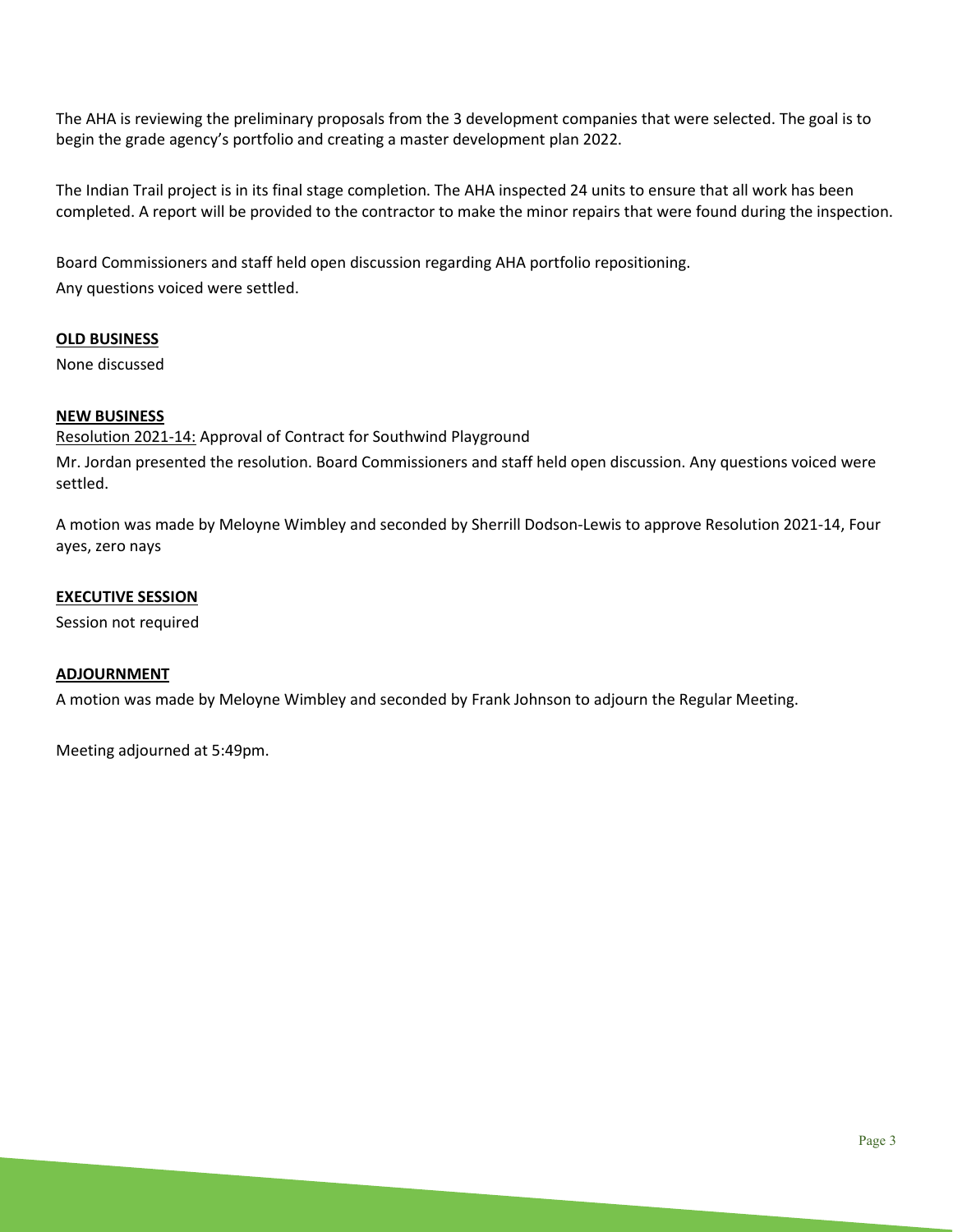The AHA is reviewing the preliminary proposals from the 3 development companies that were selected. The goal is to begin the grade agency's portfolio and creating a master development plan 2022.

The Indian Trail project is in its final stage completion. The AHA inspected 24 units to ensure that all work has been completed. A report will be provided to the contractor to make the minor repairs that were found during the inspection.

Board Commissioners and staff held open discussion regarding AHA portfolio repositioning.
Any questions voiced were settled.

**OLD BUSINESS**

None discussed

**NEW BUSINESS**

Resolution 2021-14: Approval of Contract for Southwind Playground

Mr. Jordan presented the resolution. Board Commissioners and staff held open discussion. Any questions voiced were settled.

A motion was made by Meloyne Wimbley and seconded by Sherrill Dodson-Lewis to approve Resolution 2021-14, Four ayes, zero nays

**EXECUTIVE SESSION**

Session not required

**ADJOURNMENT**

A motion was made by Meloyne Wimbley and seconded by Frank Johnson to adjourn the Regular Meeting.

Meeting adjourned at 5:49pm.